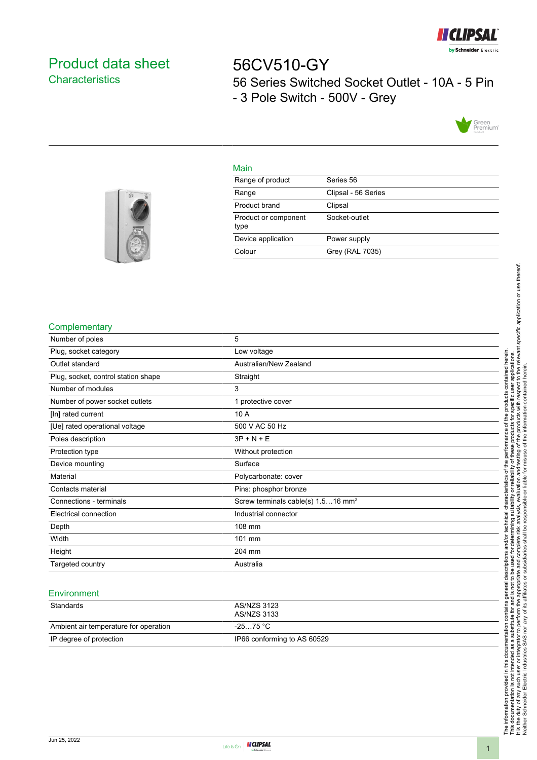# Product data sheet
## Characteristics

# 56CV510-GY
56 Series Switched Socket Outlet - 10A - 5 Pin - 3 Pole Switch - 500V - Grey

## Main

| | |
|---|---|
| Range of product | Series 56 |
| Range | Clipsal - 56 Series |
| Product brand | Clipsal |
| Product or component type | Socket-outlet |
| Device application | Power supply |
| Colour | Grey (RAL 7035) |

## Complementary

| | |
|---|---|
| Number of poles | 5 |
| Plug, socket category | Low voltage |
| Outlet standard | Australian/New Zealand |
| Plug, socket, control station shape | Straight |
| Number of modules | 3 |
| Number of power socket outlets | 1 protective cover |
| [In] rated current | 10 A |
| [Ue] rated operational voltage | 500 V AC 50 Hz |
| Poles description | 3P + N + E |
| Protection type | Without protection |
| Device mounting | Surface |
| Material | Polycarbonate: cover |
| Contacts material | Pins: phosphor bronze |
| Connections - terminals | Screw terminals cable(s) 1.5…16 mm² |
| Electrical connection | Industrial connector |
| Depth | 108 mm |
| Width | 101 mm |
| Height | 204 mm |
| Targeted country | Australia |

## Environment

| | |
|---|---|
| Standards | AS/NZS 3123<br>AS/NZS 3133 |
| Ambient air temperature for operation | -25…75 °C |
| IP degree of protection | IP66 conforming to AS 60529 |

The information provided in this documentation contains general descriptions and/or technical characteristics of the performance of the products contained herein. This documentation is not intended as a substitute for and is not to be used for determining suitability or reliability of these products for specific user applications. It is the duty of any such user or integrator to perform the appropriate and complete risk analysis, evaluation and testing of the products with respect to the relevant specific application or use thereof. Neither Schneider Electric Industries SAS nor any of its affiliates or subsidiaries shall be responsible or liable for misuse of the information contained herein.

Jun 25, 2022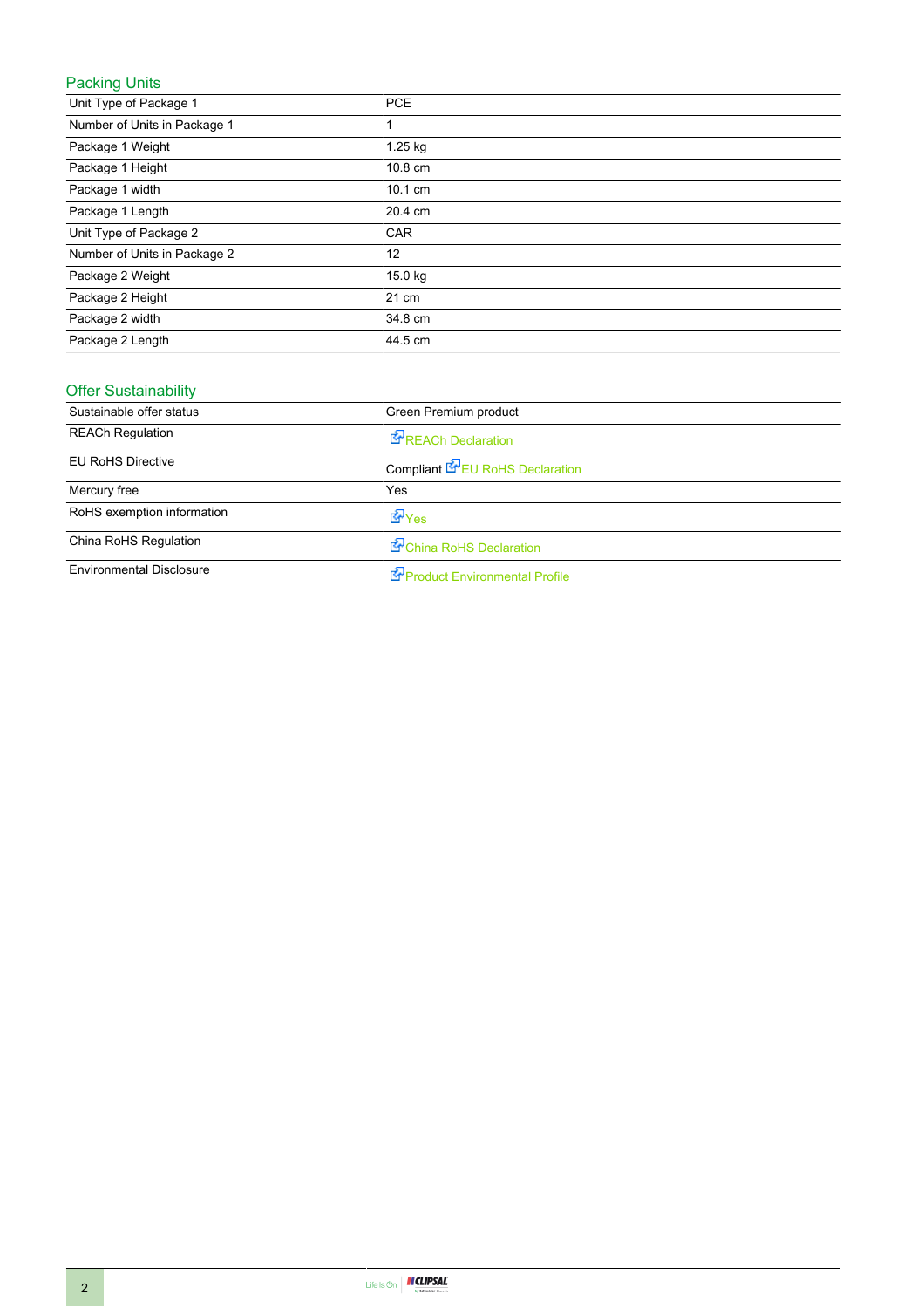## Packing Units

| | |
|---|---|
| Unit Type of Package 1 | PCE |
| Number of Units in Package 1 | 1 |
| Package 1 Weight | 1.25 kg |
| Package 1 Height | 10.8 cm |
| Package 1 width | 10.1 cm |
| Package 1 Length | 20.4 cm |
| Unit Type of Package 2 | CAR |
| Number of Units in Package 2 | 12 |
| Package 2 Weight | 15.0 kg |
| Package 2 Height | 21 cm |
| Package 2 width | 34.8 cm |
| Package 2 Length | 44.5 cm |

## Offer Sustainability

| | |
|---|---|
| Sustainable offer status | Green Premium product |
| REACh Regulation | REACh Declaration |
| EU RoHS Directive | Compliant EU RoHS Declaration |
| Mercury free | Yes |
| RoHS exemption information | Yes |
| China RoHS Regulation | China RoHS Declaration |
| Environmental Disclosure | Product Environmental Profile |